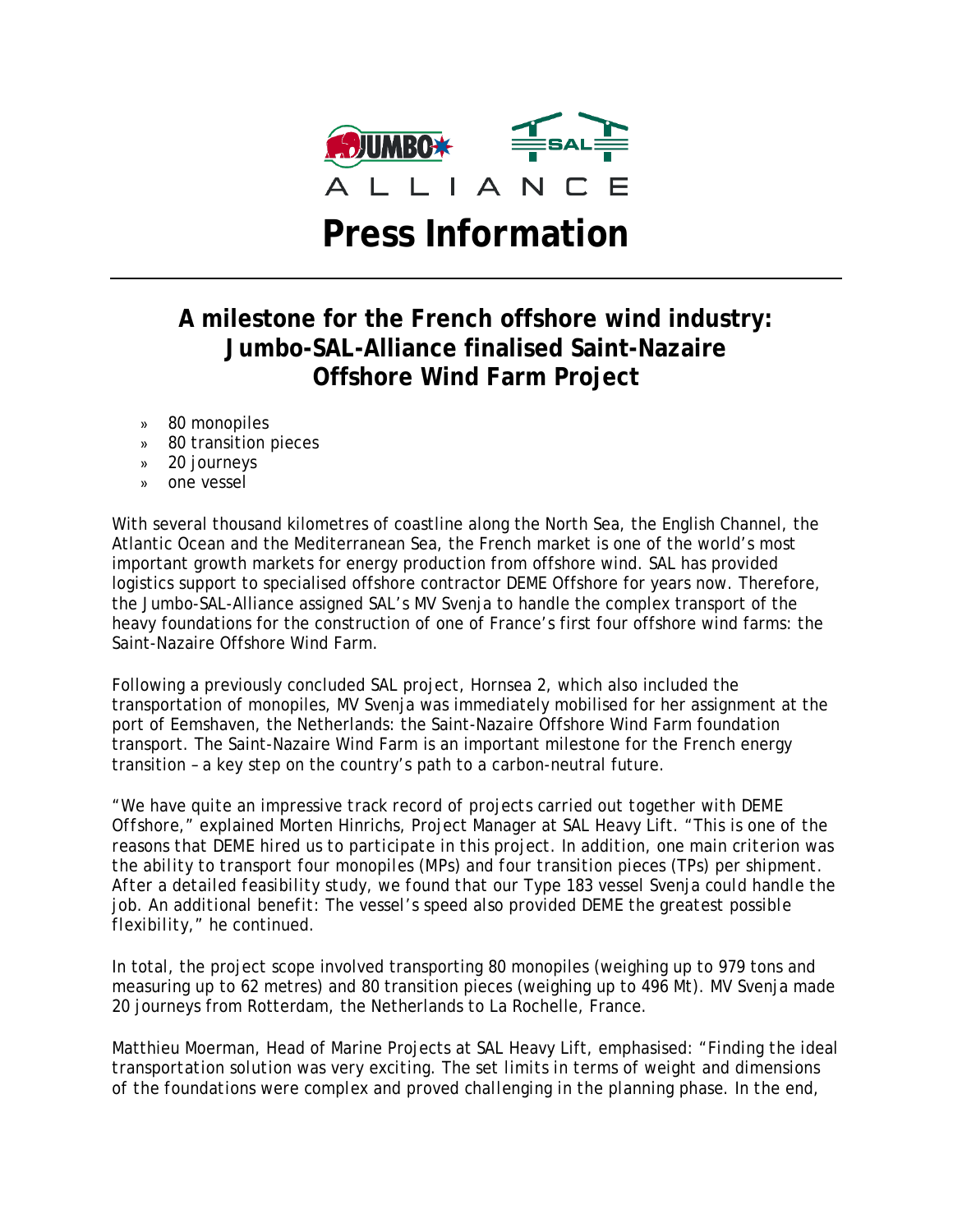JUMBO SAL ALLIANCE

# Press Information

## A milestone for the French offshore wind industry: Jumbo-SAL-Alliance finalised Saint-Nazaire Offshore Wind Farm Project

- 80 monopiles
- 80 transition pieces
- 20 journeys
- one vessel

With several thousand kilometres of coastline along the North Sea, the English Channel, the Atlantic Ocean and the Mediterranean Sea, the French market is one of the world's most important growth markets for energy production from offshore wind. SAL has provided logistics support to specialised offshore contractor DEME Offshore for years now. Therefore, the Jumbo-SAL-Alliance assigned SAL's MV Svenja to handle the complex transport of the heavy foundations for the construction of one of France's first four offshore wind farms: the Saint-Nazaire Offshore Wind Farm.

Following a previously concluded SAL project, Hornsea 2, which also included the transportation of monopiles, MV Svenja was immediately mobilised for her assignment at the port of Eemshaven, the Netherlands: the Saint-Nazaire Offshore Wind Farm foundation transport. The Saint-Nazaire Wind Farm is an important milestone for the French energy transition – a key step on the country's path to a carbon-neutral future.

"*We have quite an impressive track record of projects carried out together with DEME Offshore,*" explained Morten Hinrichs, Project Manager at SAL Heavy Lift. "*This is one of the reasons that DEME hired us to participate in this project. In addition, one main criterion was the ability to transport four monopiles (MPs) and four transition pieces (TPs) per shipment. After a detailed feasibility study, we found that our Type 183 vessel Svenja could handle the job. An additional benefit: The vessel's speed also provided DEME the greatest possible flexibility,*" he continued.

In total, the project scope involved transporting 80 monopiles (weighing up to 979 tons and measuring up to 62 metres) and 80 transition pieces (weighing up to 496 Mt). MV Svenja made 20 journeys from Rotterdam, the Netherlands to La Rochelle, France.

Matthieu Moerman, Head of Marine Projects at SAL Heavy Lift, emphasised: "*Finding the ideal transportation solution was very exciting. The set limits in terms of weight and dimensions of the foundations were complex and proved challenging in the planning phase. In the end,*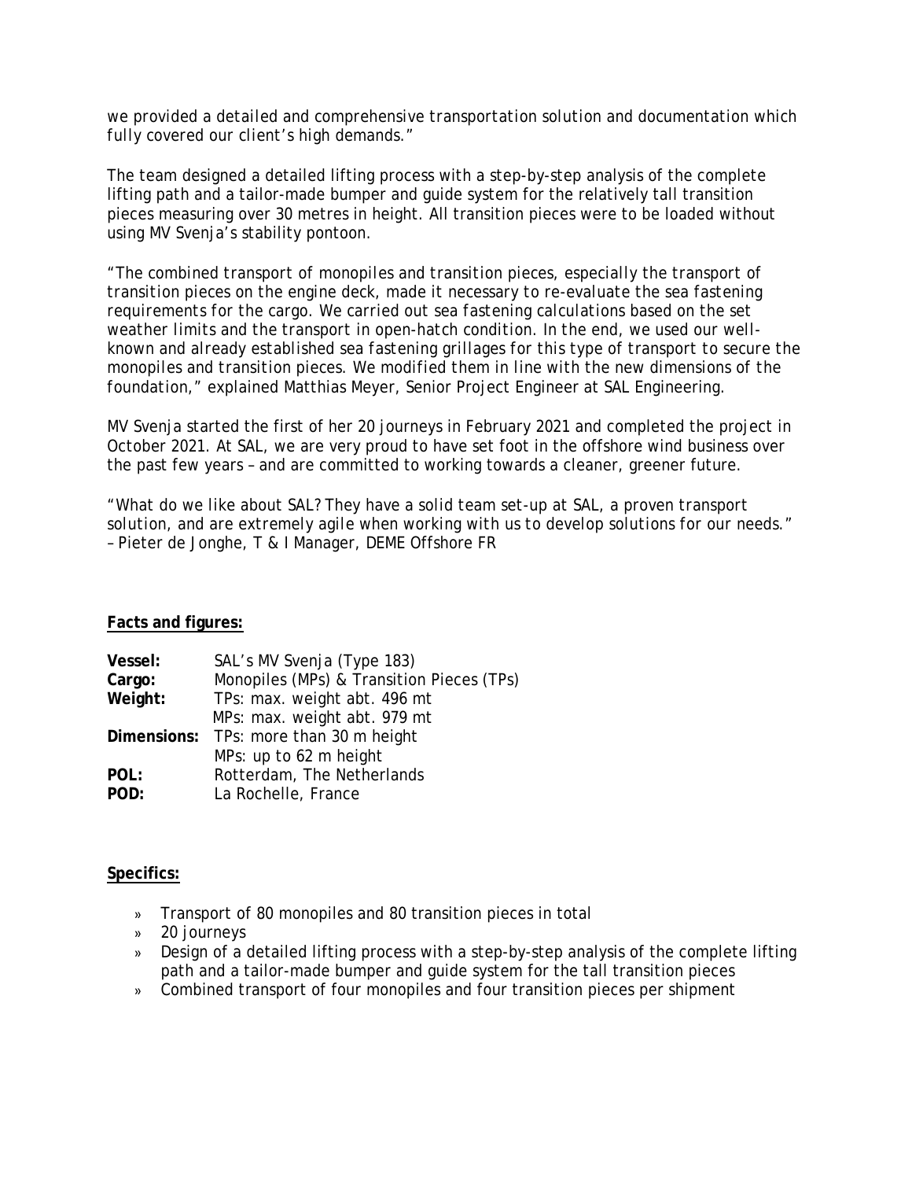we provided a detailed and comprehensive transportation solution and documentation which fully covered our client's high demands."

The team designed a detailed lifting process with a step-by-step analysis of the complete lifting path and a tailor-made bumper and guide system for the relatively tall transition pieces measuring over 30 metres in height. All transition pieces were to be loaded without using MV Svenja's stability pontoon.

"The combined transport of monopiles and transition pieces, especially the transport of transition pieces on the engine deck, made it necessary to re-evaluate the sea fastening requirements for the cargo. We carried out sea fastening calculations based on the set weather limits and the transport in open-hatch condition. In the end, we used our well-known and already established sea fastening grillages for this type of transport to secure the monopiles and transition pieces. We modified them in line with the new dimensions of the foundation," explained Matthias Meyer, Senior Project Engineer at SAL Engineering.

MV Svenja started the first of her 20 journeys in February 2021 and completed the project in October 2021. At SAL, we are very proud to have set foot in the offshore wind business over the past few years – and are committed to working towards a cleaner, greener future.

"What do we like about SAL? They have a solid team set-up at SAL, a proven transport solution, and are extremely agile when working with us to develop solutions for our needs."
– Pieter de Jonghe, T & I Manager, DEME Offshore FR

**Facts and figures:**

**Vessel:** SAL's MV Svenja (Type 183)
**Cargo:** Monopiles (MPs) & Transition Pieces (TPs)
**Weight:** TPs: max. weight abt. 496 mt
MPs: max. weight abt. 979 mt
**Dimensions:** TPs: more than 30 m height
MPs: up to 62 m height
**POL:** Rotterdam, The Netherlands
**POD:** La Rochelle, France

**Specifics:**

- Transport of 80 monopiles and 80 transition pieces in total
- 20 journeys
- Design of a detailed lifting process with a step-by-step analysis of the complete lifting path and a tailor-made bumper and guide system for the tall transition pieces
- Combined transport of four monopiles and four transition pieces per shipment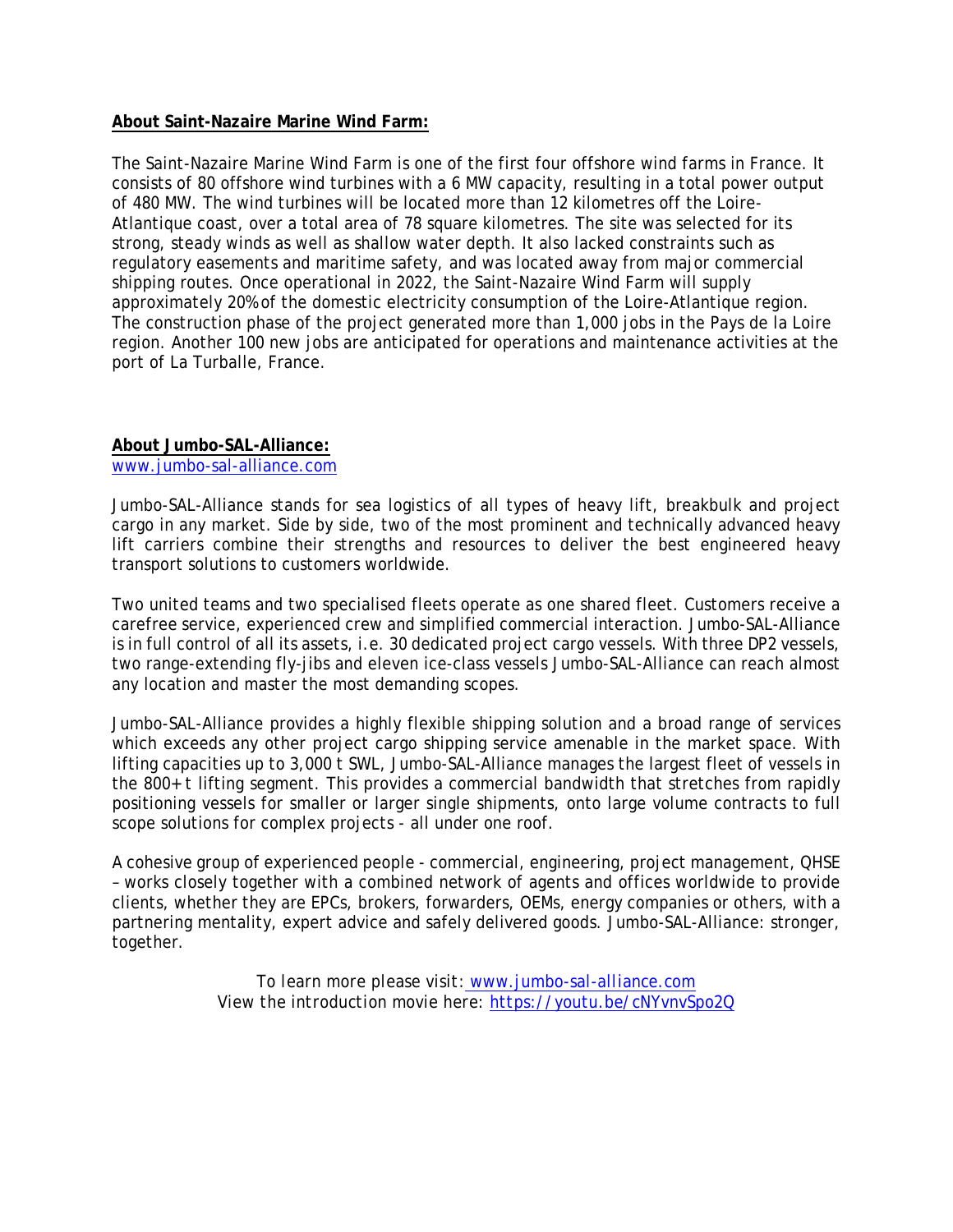**About Saint-Nazaire Marine Wind Farm:**

The Saint-Nazaire Marine Wind Farm is one of the first four offshore wind farms in France. It consists of 80 offshore wind turbines with a 6 MW capacity, resulting in a total power output of 480 MW. The wind turbines will be located more than 12 kilometres off the Loire-Atlantique coast, over a total area of 78 square kilometres. The site was selected for its strong, steady winds as well as shallow water depth. It also lacked constraints such as regulatory easements and maritime safety, and was located away from major commercial shipping routes. Once operational in 2022, the Saint-Nazaire Wind Farm will supply approximately 20% of the domestic electricity consumption of the Loire-Atlantique region. The construction phase of the project generated more than 1,000 jobs in the Pays de la Loire region. Another 100 new jobs are anticipated for operations and maintenance activities at the port of La Turballe, France.

**About Jumbo-SAL-Alliance:**

[www.jumbo-sal-alliance.com](http://www.jumbo-sal-alliance.com)

Jumbo-SAL-Alliance stands for sea logistics of all types of heavy lift, breakbulk and project cargo in any market. Side by side, two of the most prominent and technically advanced heavy lift carriers combine their strengths and resources to deliver the best engineered heavy transport solutions to customers worldwide.

Two united teams and two specialised fleets operate as one shared fleet. Customers receive a carefree service, experienced crew and simplified commercial interaction. Jumbo-SAL-Alliance is in full control of all its assets, i.e. 30 dedicated project cargo vessels. With three DP2 vessels, two range-extending fly-jibs and eleven ice-class vessels Jumbo-SAL-Alliance can reach almost any location and master the most demanding scopes.

Jumbo-SAL-Alliance provides a highly flexible shipping solution and a broad range of services which exceeds any other project cargo shipping service amenable in the market space. With lifting capacities up to 3,000 t SWL, Jumbo-SAL-Alliance manages the largest fleet of vessels in the 800+ t lifting segment. This provides a commercial bandwidth that stretches from rapidly positioning vessels for smaller or larger single shipments, onto large volume contracts to full scope solutions for complex projects - all under one roof.

A cohesive group of experienced people - commercial, engineering, project management, QHSE – works closely together with a combined network of agents and offices worldwide to provide clients, whether they are EPCs, brokers, forwarders, OEMs, energy companies or others, with a partnering mentality, expert advice and safely delivered goods. Jumbo-SAL-Alliance: stronger, together.

To learn more please visit: [www.jumbo-sal-alliance.com](http://www.jumbo-sal-alliance.com)
View the introduction movie here: [https://youtu.be/cNYvnvSpo2Q](https://youtu.be/cNYvnvSpo2Q)